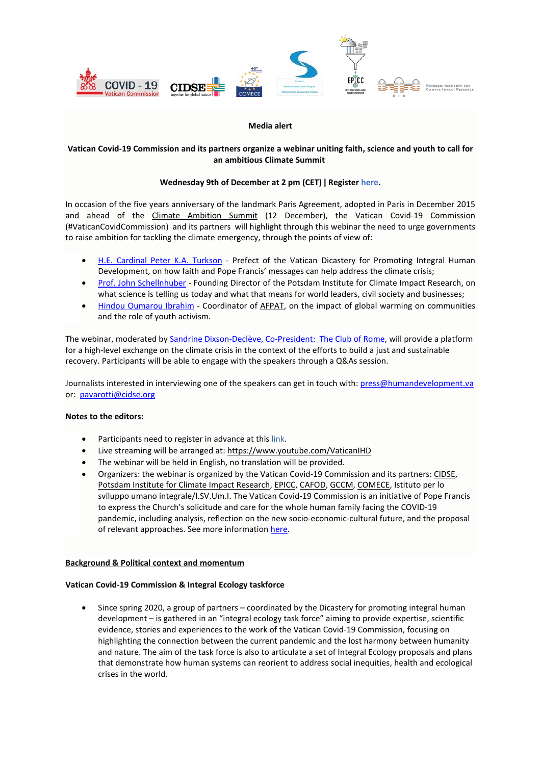**Media alert**

**Vatican Covid-19 Commission and its partners organize a webinar uniting faith, science and youth to call for an ambitious Climate Summit**

**Wednesday 9th of December at 2 pm (CET) | Register here.**

In occasion of the five years anniversary of the landmark Paris Agreement, adopted in Paris in December 2015 and ahead of the Climate Ambition Summit (12 December), the Vatican Covid-19 Commission (#VaticanCovidCommission) and its partners will highlight through this webinar the need to urge governments to raise ambition for tackling the climate emergency, through the points of view of:

- H.E. Cardinal Peter K.A. Turkson - Prefect of the Vatican Dicastery for Promoting Integral Human Development, on how faith and Pope Francis' messages can help address the climate crisis;
- Prof. John Schellnhuber - Founding Director of the Potsdam Institute for Climate Impact Research, on what science is telling us today and what that means for world leaders, civil society and businesses;
- Hindou Oumarou Ibrahim - Coordinator of AFPAT, on the impact of global warming on communities and the role of youth activism.

The webinar, moderated by Sandrine Dixson-Declève, Co-President: The Club of Rome, will provide a platform for a high-level exchange on the climate crisis in the context of the efforts to build a just and sustainable recovery. Participants will be able to engage with the speakers through a Q&As session.

Journalists interested in interviewing one of the speakers can get in touch with: press@humandevelopment.va or: pavarotti@cidse.org

**Notes to the editors:**

- Participants need to register in advance at this link.
- Live streaming will be arranged at: https://www.youtube.com/VaticanIHD
- The webinar will be held in English, no translation will be provided.
- Organizers: the webinar is organized by the Vatican Covid-19 Commission and its partners: CIDSE, Potsdam Institute for Climate Impact Research, EPICC, CAFOD, GCCM, COMECE, Istituto per lo sviluppo umano integrale/I.SV.Um.I. The Vatican Covid-19 Commission is an initiative of Pope Francis to express the Church's solicitude and care for the whole human family facing the COVID-19 pandemic, including analysis, reflection on the new socio-economic-cultural future, and the proposal of relevant approaches. See more information here.

**Background & Political context and momentum**

**Vatican Covid-19 Commission & Integral Ecology taskforce**

- Since spring 2020, a group of partners – coordinated by the Dicastery for promoting integral human development – is gathered in an "integral ecology task force" aiming to provide expertise, scientific evidence, stories and experiences to the work of the Vatican Covid-19 Commission, focusing on highlighting the connection between the current pandemic and the lost harmony between humanity and nature. The aim of the task force is also to articulate a set of Integral Ecology proposals and plans that demonstrate how human systems can reorient to address social inequities, health and ecological crises in the world.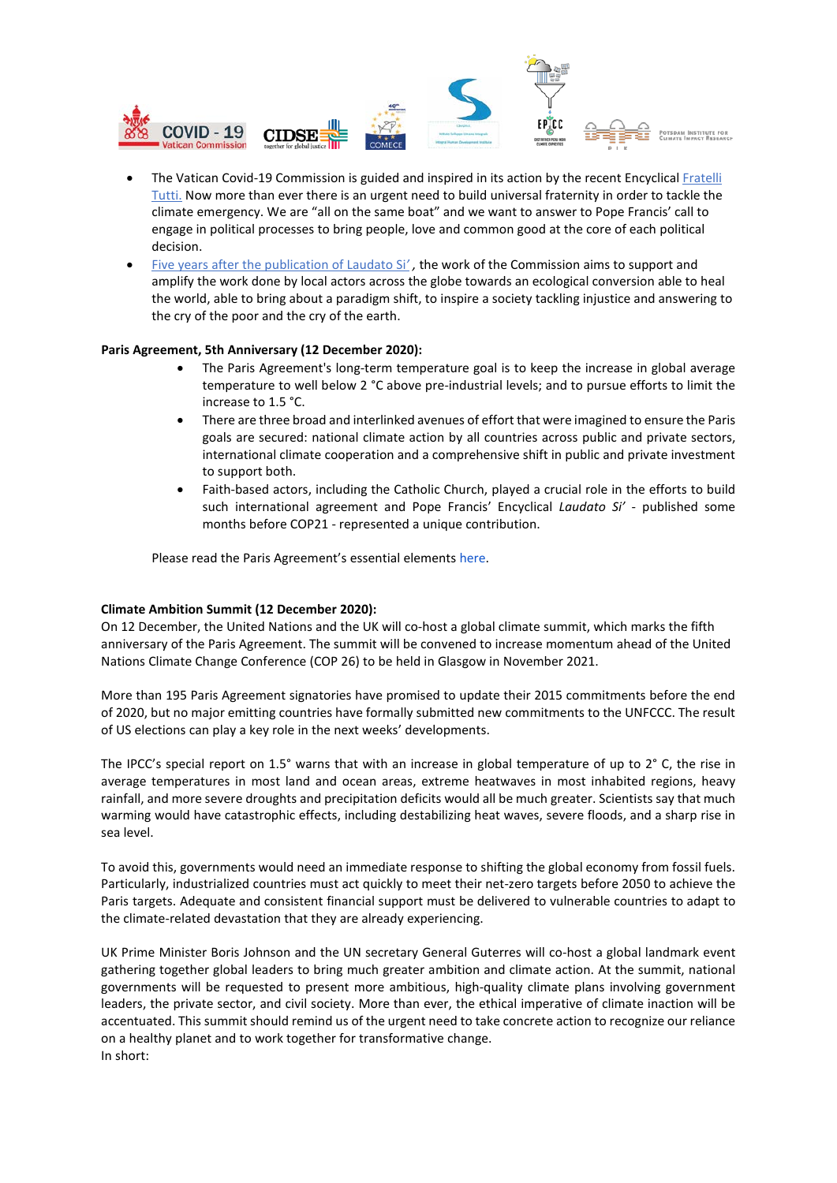- The Vatican Covid-19 Commission is guided and inspired in its action by the recent Encyclical Fratelli Tutti. Now more than ever there is an urgent need to build universal fraternity in order to tackle the climate emergency. We are "all on the same boat" and we want to answer to Pope Francis' call to engage in political processes to bring people, love and common good at the core of each political decision.
- Five years after the publication of Laudato Si', the work of the Commission aims to support and amplify the work done by local actors across the globe towards an ecological conversion able to heal the world, able to bring about a paradigm shift, to inspire a society tackling injustice and answering to the cry of the poor and the cry of the earth.

**Paris Agreement, 5th Anniversary (12 December 2020):**

- The Paris Agreement's long-term temperature goal is to keep the increase in global average temperature to well below 2 °C above pre-industrial levels; and to pursue efforts to limit the increase to 1.5 °C.
- There are three broad and interlinked avenues of effort that were imagined to ensure the Paris goals are secured: national climate action by all countries across public and private sectors, international climate cooperation and a comprehensive shift in public and private investment to support both.
- Faith-based actors, including the Catholic Church, played a crucial role in the efforts to build such international agreement and Pope Francis' Encyclical *Laudato Si'* - published some months before COP21 - represented a unique contribution.

Please read the Paris Agreement's essential elements here.

**Climate Ambition Summit (12 December 2020):**

On 12 December, the United Nations and the UK will co-host a global climate summit, which marks the fifth anniversary of the Paris Agreement. The summit will be convened to increase momentum ahead of the United Nations Climate Change Conference (COP 26) to be held in Glasgow in November 2021.

More than 195 Paris Agreement signatories have promised to update their 2015 commitments before the end of 2020, but no major emitting countries have formally submitted new commitments to the UNFCCC. The result of US elections can play a key role in the next weeks' developments.

The IPCC's special report on 1.5° warns that with an increase in global temperature of up to 2° C, the rise in average temperatures in most land and ocean areas, extreme heatwaves in most inhabited regions, heavy rainfall, and more severe droughts and precipitation deficits would all be much greater. Scientists say that much warming would have catastrophic effects, including destabilizing heat waves, severe floods, and a sharp rise in sea level.

To avoid this, governments would need an immediate response to shifting the global economy from fossil fuels. Particularly, industrialized countries must act quickly to meet their net-zero targets before 2050 to achieve the Paris targets. Adequate and consistent financial support must be delivered to vulnerable countries to adapt to the climate-related devastation that they are already experiencing.

UK Prime Minister Boris Johnson and the UN secretary General Guterres will co-host a global landmark event gathering together global leaders to bring much greater ambition and climate action. At the summit, national governments will be requested to present more ambitious, high-quality climate plans involving government leaders, the private sector, and civil society. More than ever, the ethical imperative of climate inaction will be accentuated. This summit should remind us of the urgent need to take concrete action to recognize our reliance on a healthy planet and to work together for transformative change.
In short: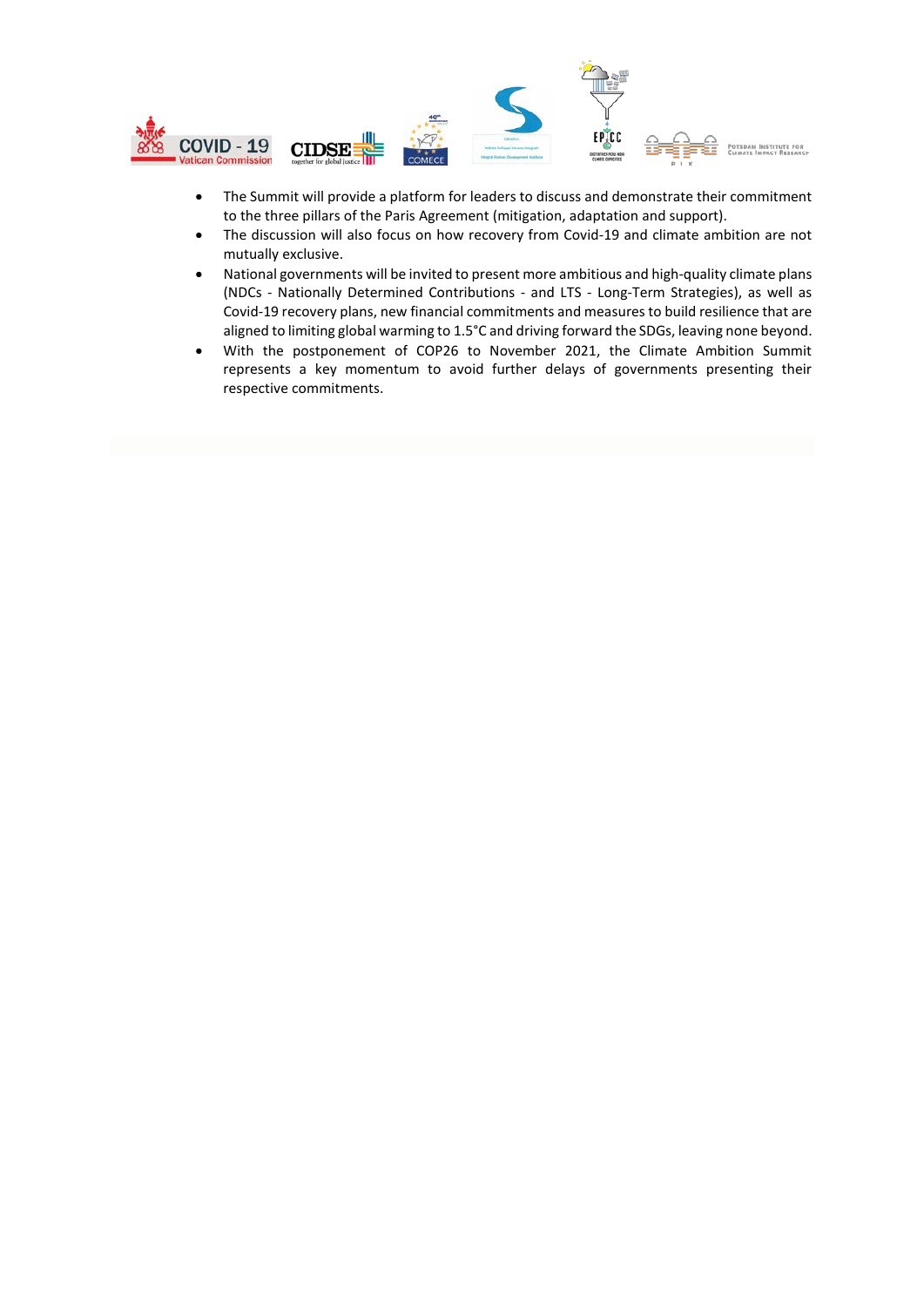- The Summit will provide a platform for leaders to discuss and demonstrate their commitment to the three pillars of the Paris Agreement (mitigation, adaptation and support).
- The discussion will also focus on how recovery from Covid-19 and climate ambition are not mutually exclusive.
- National governments will be invited to present more ambitious and high-quality climate plans (NDCs - Nationally Determined Contributions - and LTS - Long-Term Strategies), as well as Covid-19 recovery plans, new financial commitments and measures to build resilience that are aligned to limiting global warming to 1.5°C and driving forward the SDGs, leaving none beyond.
- With the postponement of COP26 to November 2021, the Climate Ambition Summit represents a key momentum to avoid further delays of governments presenting their respective commitments.